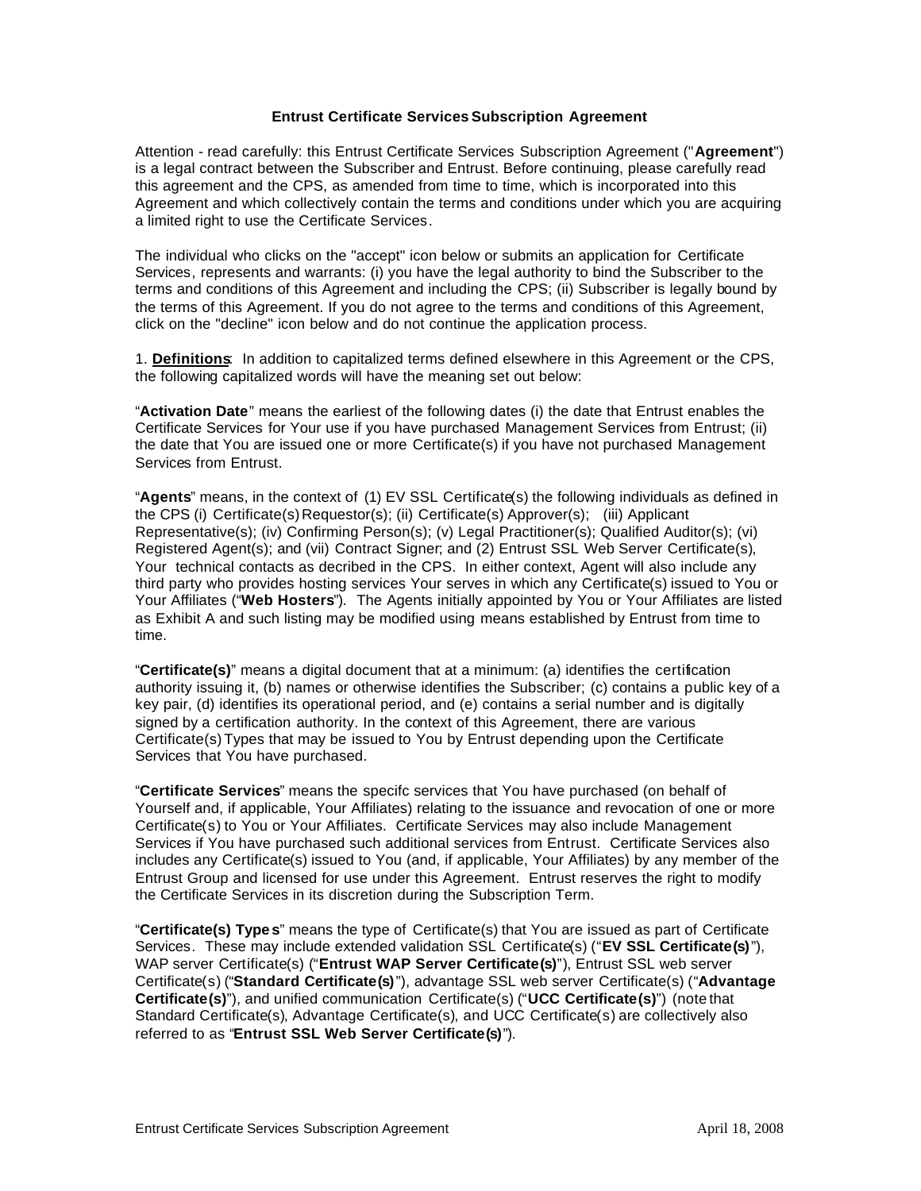# Entrust Certificate Services Subscription Agreement

Attention - read carefully: this Entrust Certificate Services Subscription Agreement ("**Agreement**") is a legal contract between the Subscriber and Entrust. Before continuing, please carefully read this agreement and the CPS, as amended from time to time, which is incorporated into this Agreement and which collectively contain the terms and conditions under which you are acquiring a limited right to use the Certificate Services.

The individual who clicks on the "accept" icon below or submits an application for Certificate Services, represents and warrants: (i) you have the legal authority to bind the Subscriber to the terms and conditions of this Agreement and including the CPS; (ii) Subscriber is legally bound by the terms of this Agreement. If you do not agree to the terms and conditions of this Agreement, click on the "decline" icon below and do not continue the application process.

1. **Definitions**: In addition to capitalized terms defined elsewhere in this Agreement or the CPS, the following capitalized words will have the meaning set out below:

"**Activation Date**" means the earliest of the following dates (i) the date that Entrust enables the Certificate Services for Your use if you have purchased Management Services from Entrust; (ii) the date that You are issued one or more Certificate(s) if you have not purchased Management Services from Entrust.

"**Agents**" means, in the context of (1) EV SSL Certificate(s) the following individuals as defined in the CPS (i) Certificate(s) Requestor(s); (ii) Certificate(s) Approver(s); (iii) Applicant Representative(s); (iv) Confirming Person(s); (v) Legal Practitioner(s); Qualified Auditor(s); (vi) Registered Agent(s); and (vii) Contract Signer; and (2) Entrust SSL Web Server Certificate(s), Your technical contacts as decribed in the CPS. In either context, Agent will also include any third party who provides hosting services Your serves in which any Certificate(s) issued to You or Your Affiliates ("**Web Hosters**"). The Agents initially appointed by You or Your Affiliates are listed as Exhibit A and such listing may be modified using means established by Entrust from time to time.

"**Certificate(s)**" means a digital document that at a minimum: (a) identifies the certification authority issuing it, (b) names or otherwise identifies the Subscriber; (c) contains a public key of a key pair, (d) identifies its operational period, and (e) contains a serial number and is digitally signed by a certification authority. In the context of this Agreement, there are various Certificate(s) Types that may be issued to You by Entrust depending upon the Certificate Services that You have purchased.

"**Certificate Services**" means the specifc services that You have purchased (on behalf of Yourself and, if applicable, Your Affiliates) relating to the issuance and revocation of one or more Certificate(s) to You or Your Affiliates. Certificate Services may also include Management Services if You have purchased such additional services from Entrust. Certificate Services also includes any Certificate(s) issued to You (and, if applicable, Your Affiliates) by any member of the Entrust Group and licensed for use under this Agreement. Entrust reserves the right to modify the Certificate Services in its discretion during the Subscription Term.

"**Certificate(s) Types**" means the type of Certificate(s) that You are issued as part of Certificate Services. These may include extended validation SSL Certificate(s) ("**EV SSL Certificate(s)**"), WAP server Certificate(s) ("**Entrust WAP Server Certificate(s)**"), Entrust SSL web server Certificate(s) ("**Standard Certificate(s)**"), advantage SSL web server Certificate(s) ("**Advantage Certificate(s)**"), and unified communication Certificate(s) ("**UCC Certificate(s)**") (note that Standard Certificate(s), Advantage Certificate(s), and UCC Certificate(s) are collectively also referred to as "**Entrust SSL Web Server Certificate(s)**").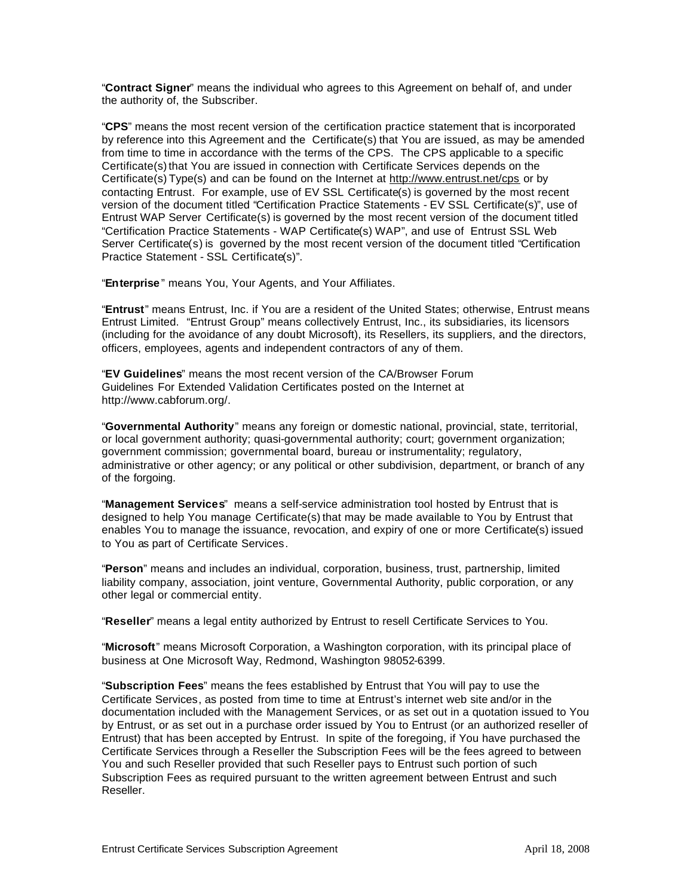"**Contract Signer**" means the individual who agrees to this Agreement on behalf of, and under the authority of, the Subscriber.

"**CPS**" means the most recent version of the certification practice statement that is incorporated by reference into this Agreement and the Certificate(s) that You are issued, as may be amended from time to time in accordance with the terms of the CPS. The CPS applicable to a specific Certificate(s) that You are issued in connection with Certificate Services depends on the Certificate(s) Type(s) and can be found on the Internet at http://www.entrust.net/cps or by contacting Entrust. For example, use of EV SSL Certificate(s) is governed by the most recent version of the document titled "Certification Practice Statements - EV SSL Certificate(s)", use of Entrust WAP Server Certificate(s) is governed by the most recent version of the document titled "Certification Practice Statements - WAP Certificate(s) WAP", and use of Entrust SSL Web Server Certificate(s) is governed by the most recent version of the document titled "Certification Practice Statement - SSL Certificate(s)".

"**Enterprise**" means You, Your Agents, and Your Affiliates.

"**Entrust**" means Entrust, Inc. if You are a resident of the United States; otherwise, Entrust means Entrust Limited. "Entrust Group" means collectively Entrust, Inc., its subsidiaries, its licensors (including for the avoidance of any doubt Microsoft), its Resellers, its suppliers, and the directors, officers, employees, agents and independent contractors of any of them.

"**EV Guidelines**" means the most recent version of the CA/Browser Forum Guidelines For Extended Validation Certificates posted on the Internet at http://www.cabforum.org/.

"**Governmental Authority**" means any foreign or domestic national, provincial, state, territorial, or local government authority; quasi-governmental authority; court; government organization; government commission; governmental board, bureau or instrumentality; regulatory, administrative or other agency; or any political or other subdivision, department, or branch of any of the forgoing.

"**Management Services**" means a self-service administration tool hosted by Entrust that is designed to help You manage Certificate(s) that may be made available to You by Entrust that enables You to manage the issuance, revocation, and expiry of one or more Certificate(s) issued to You as part of Certificate Services.

"**Person**" means and includes an individual, corporation, business, trust, partnership, limited liability company, association, joint venture, Governmental Authority, public corporation, or any other legal or commercial entity.

"**Reseller**" means a legal entity authorized by Entrust to resell Certificate Services to You.

"**Microsoft**" means Microsoft Corporation, a Washington corporation, with its principal place of business at One Microsoft Way, Redmond, Washington 98052-6399.

"**Subscription Fees**" means the fees established by Entrust that You will pay to use the Certificate Services, as posted from time to time at Entrust's internet web site and/or in the documentation included with the Management Services, or as set out in a quotation issued to You by Entrust, or as set out in a purchase order issued by You to Entrust (or an authorized reseller of Entrust) that has been accepted by Entrust. In spite of the foregoing, if You have purchased the Certificate Services through a Reseller the Subscription Fees will be the fees agreed to between You and such Reseller provided that such Reseller pays to Entrust such portion of such Subscription Fees as required pursuant to the written agreement between Entrust and such Reseller.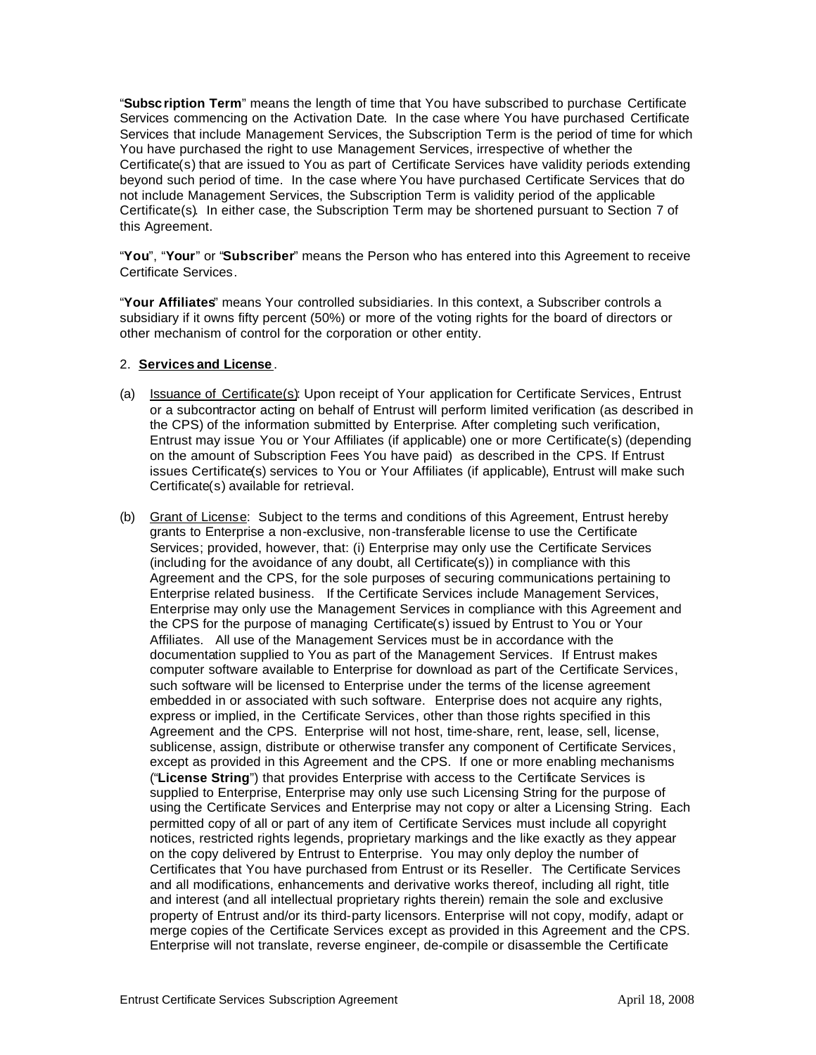"**Subscription Term**" means the length of time that You have subscribed to purchase Certificate Services commencing on the Activation Date. In the case where You have purchased Certificate Services that include Management Services, the Subscription Term is the period of time for which You have purchased the right to use Management Services, irrespective of whether the Certificate(s) that are issued to You as part of Certificate Services have validity periods extending beyond such period of time. In the case where You have purchased Certificate Services that do not include Management Services, the Subscription Term is validity period of the applicable Certificate(s). In either case, the Subscription Term may be shortened pursuant to Section 7 of this Agreement.

"**You**", "**Your**" or "**Subscriber**" means the Person who has entered into this Agreement to receive Certificate Services.

"**Your Affiliates**" means Your controlled subsidiaries. In this context, a Subscriber controls a subsidiary if it owns fifty percent (50%) or more of the voting rights for the board of directors or other mechanism of control for the corporation or other entity.

2. **Services and License**.

(a) Issuance of Certificate(s): Upon receipt of Your application for Certificate Services, Entrust or a subcontractor acting on behalf of Entrust will perform limited verification (as described in the CPS) of the information submitted by Enterprise. After completing such verification, Entrust may issue You or Your Affiliates (if applicable) one or more Certificate(s) (depending on the amount of Subscription Fees You have paid) as described in the CPS. If Entrust issues Certificate(s) services to You or Your Affiliates (if applicable), Entrust will make such Certificate(s) available for retrieval.

(b) Grant of License: Subject to the terms and conditions of this Agreement, Entrust hereby grants to Enterprise a non-exclusive, non-transferable license to use the Certificate Services; provided, however, that: (i) Enterprise may only use the Certificate Services (including for the avoidance of any doubt, all Certificate(s)) in compliance with this Agreement and the CPS, for the sole purposes of securing communications pertaining to Enterprise related business. If the Certificate Services include Management Services, Enterprise may only use the Management Services in compliance with this Agreement and the CPS for the purpose of managing Certificate(s) issued by Entrust to You or Your Affiliates. All use of the Management Services must be in accordance with the documentation supplied to You as part of the Management Services. If Entrust makes computer software available to Enterprise for download as part of the Certificate Services, such software will be licensed to Enterprise under the terms of the license agreement embedded in or associated with such software. Enterprise does not acquire any rights, express or implied, in the Certificate Services, other than those rights specified in this Agreement and the CPS. Enterprise will not host, time-share, rent, lease, sell, license, sublicense, assign, distribute or otherwise transfer any component of Certificate Services, except as provided in this Agreement and the CPS. If one or more enabling mechanisms ("**License String**") that provides Enterprise with access to the Certificate Services is supplied to Enterprise, Enterprise may only use such Licensing String for the purpose of using the Certificate Services and Enterprise may not copy or alter a Licensing String. Each permitted copy of all or part of any item of Certificate Services must include all copyright notices, restricted rights legends, proprietary markings and the like exactly as they appear on the copy delivered by Entrust to Enterprise. You may only deploy the number of Certificates that You have purchased from Entrust or its Reseller. The Certificate Services and all modifications, enhancements and derivative works thereof, including all right, title and interest (and all intellectual proprietary rights therein) remain the sole and exclusive property of Entrust and/or its third-party licensors. Enterprise will not copy, modify, adapt or merge copies of the Certificate Services except as provided in this Agreement and the CPS. Enterprise will not translate, reverse engineer, de-compile or disassemble the Certificate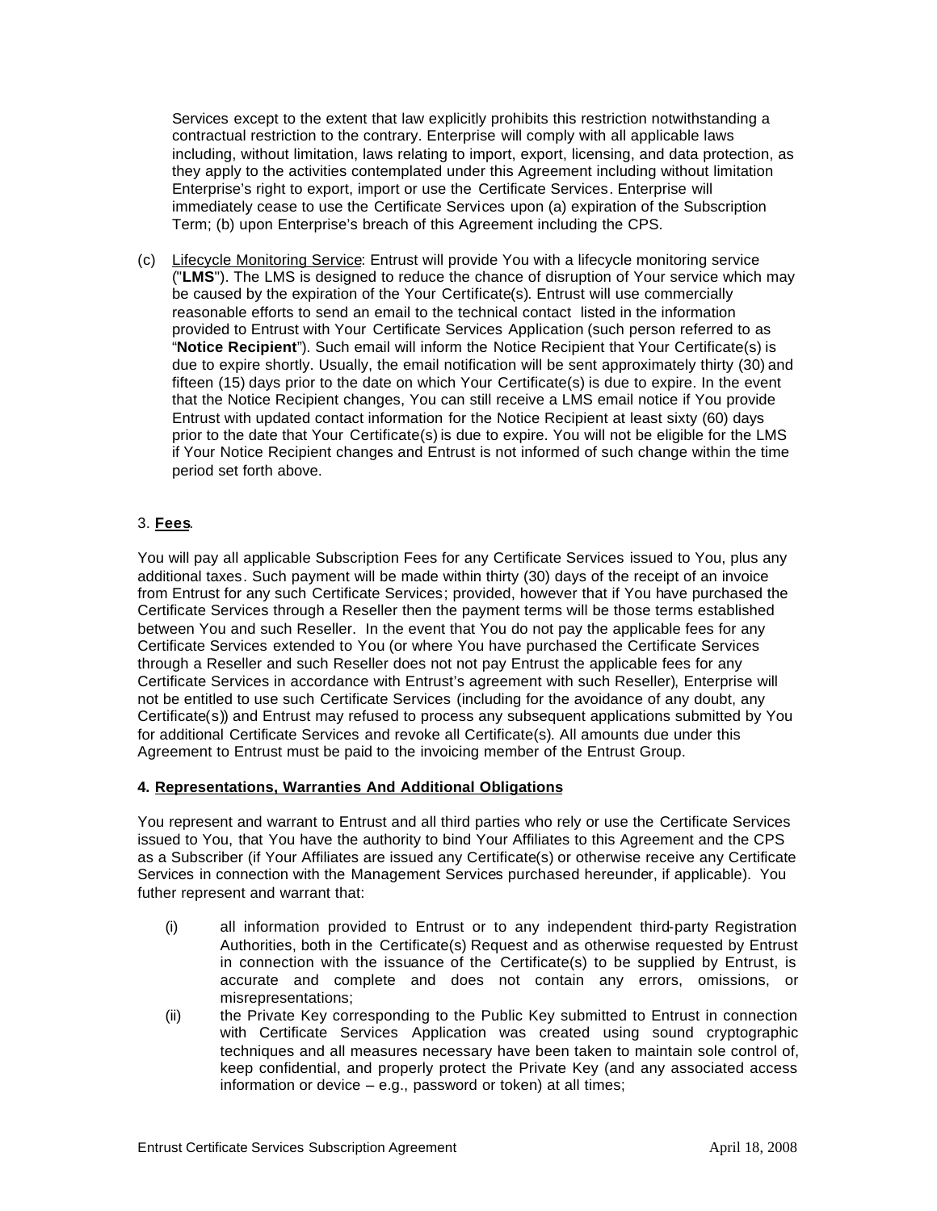Services except to the extent that law explicitly prohibits this restriction notwithstanding a contractual restriction to the contrary. Enterprise will comply with all applicable laws including, without limitation, laws relating to import, export, licensing, and data protection, as they apply to the activities contemplated under this Agreement including without limitation Enterprise's right to export, import or use the Certificate Services. Enterprise will immediately cease to use the Certificate Services upon (a) expiration of the Subscription Term; (b) upon Enterprise's breach of this Agreement including the CPS.

(c) Lifecycle Monitoring Service: Entrust will provide You with a lifecycle monitoring service ("**LMS**"). The LMS is designed to reduce the chance of disruption of Your service which may be caused by the expiration of the Your Certificate(s). Entrust will use commercially reasonable efforts to send an email to the technical contact listed in the information provided to Entrust with Your Certificate Services Application (such person referred to as "**Notice Recipient**"). Such email will inform the Notice Recipient that Your Certificate(s) is due to expire shortly. Usually, the email notification will be sent approximately thirty (30) and fifteen (15) days prior to the date on which Your Certificate(s) is due to expire. In the event that the Notice Recipient changes, You can still receive a LMS email notice if You provide Entrust with updated contact information for the Notice Recipient at least sixty (60) days prior to the date that Your Certificate(s) is due to expire. You will not be eligible for the LMS if Your Notice Recipient changes and Entrust is not informed of such change within the time period set forth above.

3. **Fees**.

You will pay all applicable Subscription Fees for any Certificate Services issued to You, plus any additional taxes. Such payment will be made within thirty (30) days of the receipt of an invoice from Entrust for any such Certificate Services; provided, however that if You have purchased the Certificate Services through a Reseller then the payment terms will be those terms established between You and such Reseller. In the event that You do not pay the applicable fees for any Certificate Services extended to You (or where You have purchased the Certificate Services through a Reseller and such Reseller does not pay Entrust the applicable fees for any Certificate Services in accordance with Entrust's agreement with such Reseller), Enterprise will not be entitled to use such Certificate Services (including for the avoidance of any doubt, any Certificate(s)) and Entrust may refused to process any subsequent applications submitted by You for additional Certificate Services and revoke all Certificate(s). All amounts due under this Agreement to Entrust must be paid to the invoicing member of the Entrust Group.

**4. Representations, Warranties And Additional Obligations**

You represent and warrant to Entrust and all third parties who rely or use the Certificate Services issued to You, that You have the authority to bind Your Affiliates to this Agreement and the CPS as a Subscriber (if Your Affiliates are issued any Certificate(s) or otherwise receive any Certificate Services in connection with the Management Services purchased hereunder, if applicable). You futher represent and warrant that:

(i) all information provided to Entrust or to any independent third-party Registration Authorities, both in the Certificate(s) Request and as otherwise requested by Entrust in connection with the issuance of the Certificate(s) to be supplied by Entrust, is accurate and complete and does not contain any errors, omissions, or misrepresentations;

(ii) the Private Key corresponding to the Public Key submitted to Entrust in connection with Certificate Services Application was created using sound cryptographic techniques and all measures necessary have been taken to maintain sole control of, keep confidential, and properly protect the Private Key (and any associated access information or device – e.g., password or token) at all times;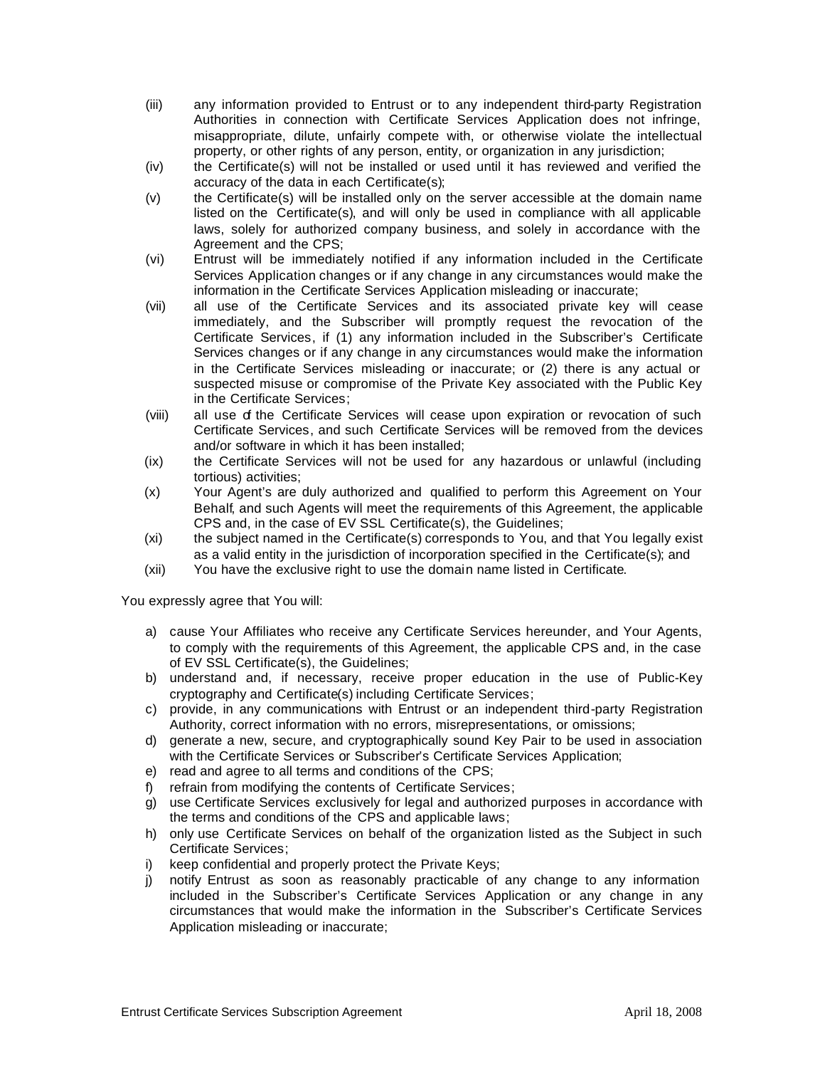(iii) any information provided to Entrust or to any independent third-party Registration Authorities in connection with Certificate Services Application does not infringe, misappropriate, dilute, unfairly compete with, or otherwise violate the intellectual property, or other rights of any person, entity, or organization in any jurisdiction;

(iv) the Certificate(s) will not be installed or used until it has reviewed and verified the accuracy of the data in each Certificate(s);

(v) the Certificate(s) will be installed only on the server accessible at the domain name listed on the Certificate(s), and will only be used in compliance with all applicable laws, solely for authorized company business, and solely in accordance with the Agreement and the CPS;

(vi) Entrust will be immediately notified if any information included in the Certificate Services Application changes or if any change in any circumstances would make the information in the Certificate Services Application misleading or inaccurate;

(vii) all use of the Certificate Services and its associated private key will cease immediately, and the Subscriber will promptly request the revocation of the Certificate Services, if (1) any information included in the Subscriber's Certificate Services changes or if any change in any circumstances would make the information in the Certificate Services misleading or inaccurate; or (2) there is any actual or suspected misuse or compromise of the Private Key associated with the Public Key in the Certificate Services;

(viii) all use of the Certificate Services will cease upon expiration or revocation of such Certificate Services, and such Certificate Services will be removed from the devices and/or software in which it has been installed;

(ix) the Certificate Services will not be used for any hazardous or unlawful (including tortious) activities;

(x) Your Agent's are duly authorized and qualified to perform this Agreement on Your Behalf, and such Agents will meet the requirements of this Agreement, the applicable CPS and, in the case of EV SSL Certificate(s), the Guidelines;

(xi) the subject named in the Certificate(s) corresponds to You, and that You legally exist as a valid entity in the jurisdiction of incorporation specified in the Certificate(s); and

(xii) You have the exclusive right to use the domain name listed in Certificate.

You expressly agree that You will:

a) cause Your Affiliates who receive any Certificate Services hereunder, and Your Agents, to comply with the requirements of this Agreement, the applicable CPS and, in the case of EV SSL Certificate(s), the Guidelines;
b) understand and, if necessary, receive proper education in the use of Public-Key cryptography and Certificate(s) including Certificate Services;
c) provide, in any communications with Entrust or an independent third-party Registration Authority, correct information with no errors, misrepresentations, or omissions;
d) generate a new, secure, and cryptographically sound Key Pair to be used in association with the Certificate Services or Subscriber's Certificate Services Application;
e) read and agree to all terms and conditions of the CPS;
f) refrain from modifying the contents of Certificate Services;
g) use Certificate Services exclusively for legal and authorized purposes in accordance with the terms and conditions of the CPS and applicable laws;
h) only use Certificate Services on behalf of the organization listed as the Subject in such Certificate Services;
i) keep confidential and properly protect the Private Keys;
j) notify Entrust as soon as reasonably practicable of any change to any information included in the Subscriber's Certificate Services Application or any change in any circumstances that would make the information in the Subscriber's Certificate Services Application misleading or inaccurate;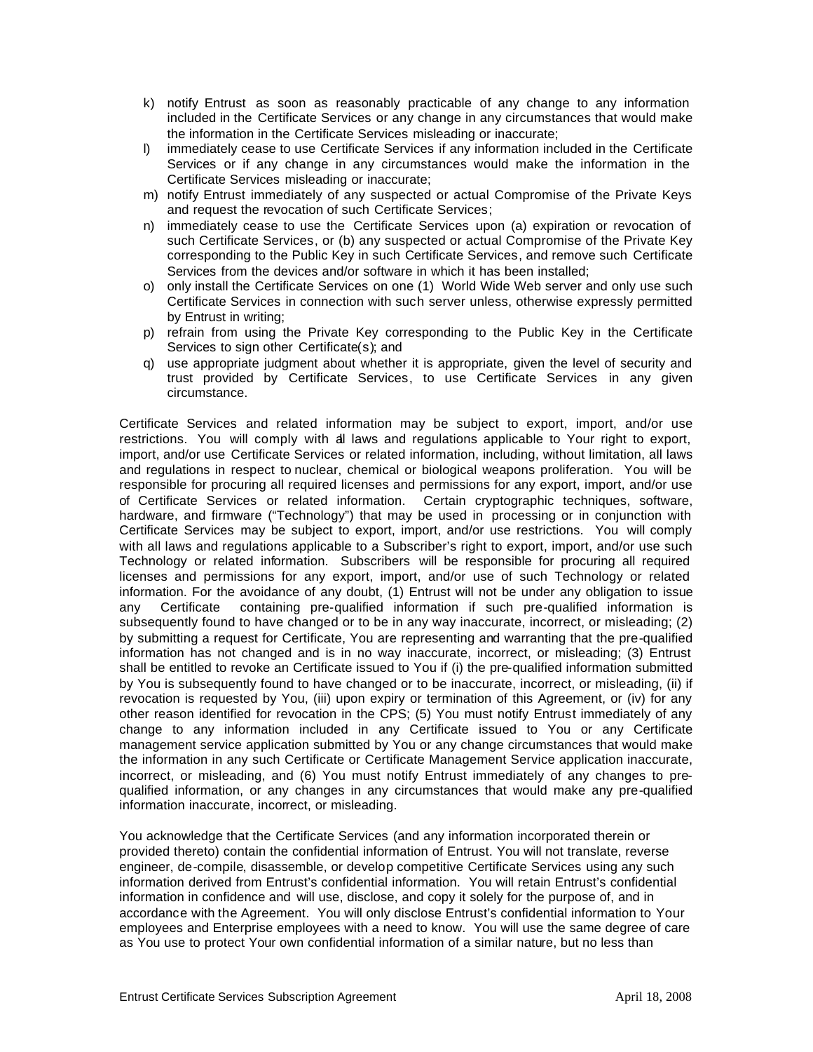k) notify Entrust as soon as reasonably practicable of any change to any information included in the Certificate Services or any change in any circumstances that would make the information in the Certificate Services misleading or inaccurate;
l) immediately cease to use Certificate Services if any information included in the Certificate Services or if any change in any circumstances would make the information in the Certificate Services misleading or inaccurate;
m) notify Entrust immediately of any suspected or actual Compromise of the Private Keys and request the revocation of such Certificate Services;
n) immediately cease to use the Certificate Services upon (a) expiration or revocation of such Certificate Services, or (b) any suspected or actual Compromise of the Private Key corresponding to the Public Key in such Certificate Services, and remove such Certificate Services from the devices and/or software in which it has been installed;
o) only install the Certificate Services on one (1) World Wide Web server and only use such Certificate Services in connection with such server unless, otherwise expressly permitted by Entrust in writing;
p) refrain from using the Private Key corresponding to the Public Key in the Certificate Services to sign other Certificate(s); and
q) use appropriate judgment about whether it is appropriate, given the level of security and trust provided by Certificate Services, to use Certificate Services in any given circumstance.

Certificate Services and related information may be subject to export, import, and/or use restrictions. You will comply with all laws and regulations applicable to Your right to export, import, and/or use Certificate Services or related information, including, without limitation, all laws and regulations in respect to nuclear, chemical or biological weapons proliferation. You will be responsible for procuring all required licenses and permissions for any export, import, and/or use of Certificate Services or related information. Certain cryptographic techniques, software, hardware, and firmware ("Technology") that may be used in processing or in conjunction with Certificate Services may be subject to export, import, and/or use restrictions. You will comply with all laws and regulations applicable to a Subscriber's right to export, import, and/or use such Technology or related information. Subscribers will be responsible for procuring all required licenses and permissions for any export, import, and/or use of such Technology or related information. For the avoidance of any doubt, (1) Entrust will not be under any obligation to issue any Certificate containing pre-qualified information if such pre-qualified information is subsequently found to have changed or to be in any way inaccurate, incorrect, or misleading; (2) by submitting a request for Certificate, You are representing and warranting that the pre-qualified information has not changed and is in no way inaccurate, incorrect, or misleading; (3) Entrust shall be entitled to revoke an Certificate issued to You if (i) the pre-qualified information submitted by You is subsequently found to have changed or to be inaccurate, incorrect, or misleading, (ii) if revocation is requested by You, (iii) upon expiry or termination of this Agreement, or (iv) for any other reason identified for revocation in the CPS; (5) You must notify Entrust immediately of any change to any information included in any Certificate issued to You or any Certificate management service application submitted by You or any change circumstances that would make the information in any such Certificate or Certificate Management Service application inaccurate, incorrect, or misleading, and (6) You must notify Entrust immediately of any changes to pre-qualified information, or any changes in any circumstances that would make any pre-qualified information inaccurate, incorrect, or misleading.

You acknowledge that the Certificate Services (and any information incorporated therein or provided thereto) contain the confidential information of Entrust. You will not translate, reverse engineer, de-compile, disassemble, or develop competitive Certificate Services using any such information derived from Entrust's confidential information. You will retain Entrust's confidential information in confidence and will use, disclose, and copy it solely for the purpose of, and in accordance with the Agreement. You will only disclose Entrust's confidential information to Your employees and Enterprise employees with a need to know. You will use the same degree of care as You use to protect Your own confidential information of a similar nature, but no less than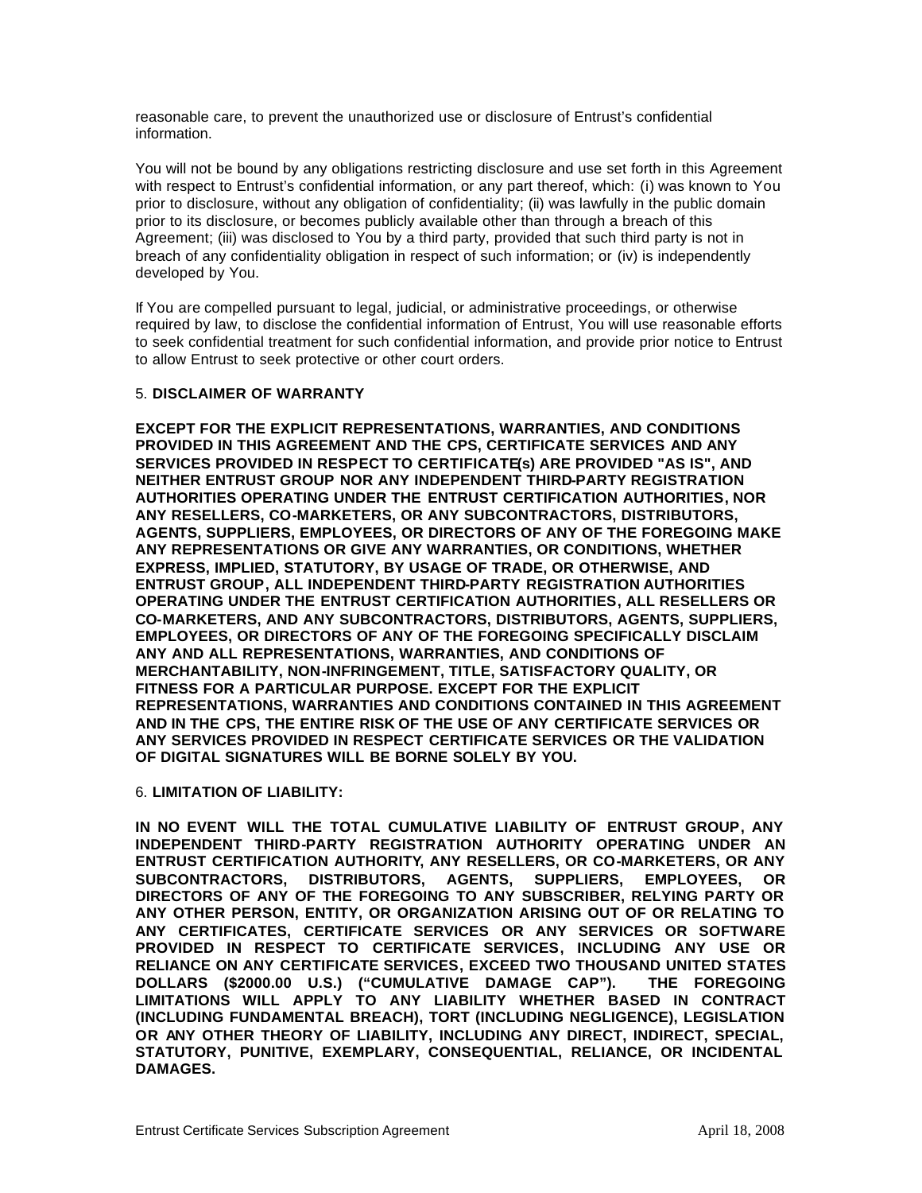reasonable care, to prevent the unauthorized use or disclosure of Entrust's confidential information.

You will not be bound by any obligations restricting disclosure and use set forth in this Agreement with respect to Entrust's confidential information, or any part thereof, which: (i) was known to You prior to disclosure, without any obligation of confidentiality; (ii) was lawfully in the public domain prior to its disclosure, or becomes publicly available other than through a breach of this Agreement; (iii) was disclosed to You by a third party, provided that such third party is not in breach of any confidentiality obligation in respect of such information; or (iv) is independently developed by You.

If You are compelled pursuant to legal, judicial, or administrative proceedings, or otherwise required by law, to disclose the confidential information of Entrust, You will use reasonable efforts to seek confidential treatment for such confidential information, and provide prior notice to Entrust to allow Entrust to seek protective or other court orders.

5. **DISCLAIMER OF WARRANTY**

**EXCEPT FOR THE EXPLICIT REPRESENTATIONS, WARRANTIES, AND CONDITIONS PROVIDED IN THIS AGREEMENT AND THE CPS, CERTIFICATE SERVICES AND ANY SERVICES PROVIDED IN RESPECT TO CERTIFICATE(s) ARE PROVIDED "AS IS", AND NEITHER ENTRUST GROUP NOR ANY INDEPENDENT THIRD-PARTY REGISTRATION AUTHORITIES OPERATING UNDER THE ENTRUST CERTIFICATION AUTHORITIES, NOR ANY RESELLERS, CO-MARKETERS, OR ANY SUBCONTRACTORS, DISTRIBUTORS, AGENTS, SUPPLIERS, EMPLOYEES, OR DIRECTORS OF ANY OF THE FOREGOING MAKE ANY REPRESENTATIONS OR GIVE ANY WARRANTIES, OR CONDITIONS, WHETHER EXPRESS, IMPLIED, STATUTORY, BY USAGE OF TRADE, OR OTHERWISE, AND ENTRUST GROUP, ALL INDEPENDENT THIRD-PARTY REGISTRATION AUTHORITIES OPERATING UNDER THE ENTRUST CERTIFICATION AUTHORITIES, ALL RESELLERS OR CO-MARKETERS, AND ANY SUBCONTRACTORS, DISTRIBUTORS, AGENTS, SUPPLIERS, EMPLOYEES, OR DIRECTORS OF ANY OF THE FOREGOING SPECIFICALLY DISCLAIM ANY AND ALL REPRESENTATIONS, WARRANTIES, AND CONDITIONS OF MERCHANTABILITY, NON-INFRINGEMENT, TITLE, SATISFACTORY QUALITY, OR FITNESS FOR A PARTICULAR PURPOSE. EXCEPT FOR THE EXPLICIT REPRESENTATIONS, WARRANTIES AND CONDITIONS CONTAINED IN THIS AGREEMENT AND IN THE CPS, THE ENTIRE RISK OF THE USE OF ANY CERTIFICATE SERVICES OR ANY SERVICES PROVIDED IN RESPECT CERTIFICATE SERVICES OR THE VALIDATION OF DIGITAL SIGNATURES WILL BE BORNE SOLELY BY YOU.**

6. **LIMITATION OF LIABILITY:**

**IN NO EVENT WILL THE TOTAL CUMULATIVE LIABILITY OF ENTRUST GROUP, ANY INDEPENDENT THIRD-PARTY REGISTRATION AUTHORITY OPERATING UNDER AN ENTRUST CERTIFICATION AUTHORITY, ANY RESELLERS, OR CO-MARKETERS, OR ANY SUBCONTRACTORS, DISTRIBUTORS, AGENTS, SUPPLIERS, EMPLOYEES, OR DIRECTORS OF ANY OF THE FOREGOING TO ANY SUBSCRIBER, RELYING PARTY OR ANY OTHER PERSON, ENTITY, OR ORGANIZATION ARISING OUT OF OR RELATING TO ANY CERTIFICATES, CERTIFICATE SERVICES OR ANY SERVICES OR SOFTWARE PROVIDED IN RESPECT TO CERTIFICATE SERVICES, INCLUDING ANY USE OR RELIANCE ON ANY CERTIFICATE SERVICES, EXCEED TWO THOUSAND UNITED STATES DOLLARS ($2000.00 U.S.) ("CUMULATIVE DAMAGE CAP"). THE FOREGOING LIMITATIONS WILL APPLY TO ANY LIABILITY WHETHER BASED IN CONTRACT (INCLUDING FUNDAMENTAL BREACH), TORT (INCLUDING NEGLIGENCE), LEGISLATION OR ANY OTHER THEORY OF LIABILITY, INCLUDING ANY DIRECT, INDIRECT, SPECIAL, STATUTORY, PUNITIVE, EXEMPLARY, CONSEQUENTIAL, RELIANCE, OR INCIDENTAL DAMAGES.**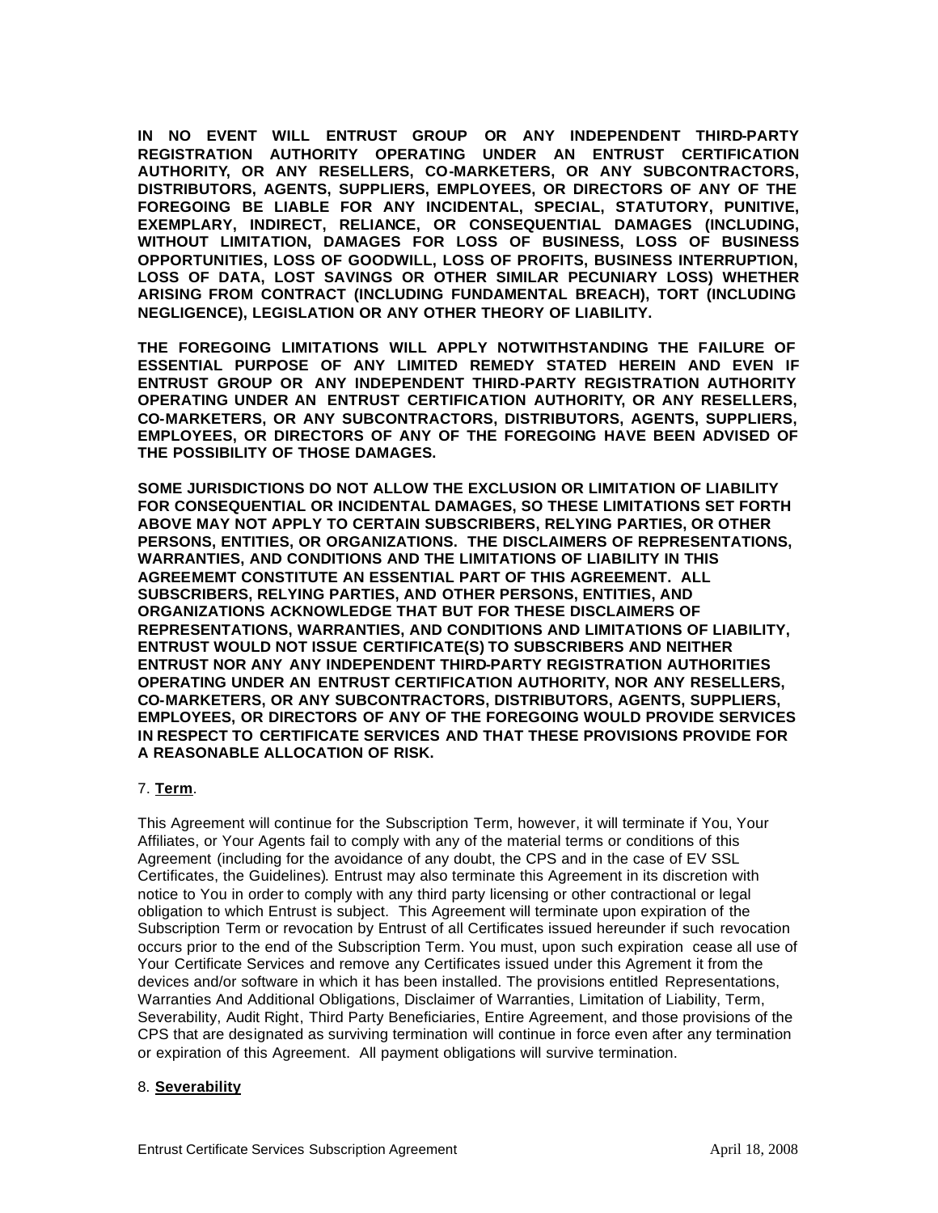**IN NO EVENT WILL ENTRUST GROUP OR ANY INDEPENDENT THIRD-PARTY REGISTRATION AUTHORITY OPERATING UNDER AN ENTRUST CERTIFICATION AUTHORITY, OR ANY RESELLERS, CO-MARKETERS, OR ANY SUBCONTRACTORS, DISTRIBUTORS, AGENTS, SUPPLIERS, EMPLOYEES, OR DIRECTORS OF ANY OF THE FOREGOING BE LIABLE FOR ANY INCIDENTAL, SPECIAL, STATUTORY, PUNITIVE, EXEMPLARY, INDIRECT, RELIANCE, OR CONSEQUENTIAL DAMAGES (INCLUDING, WITHOUT LIMITATION, DAMAGES FOR LOSS OF BUSINESS, LOSS OF BUSINESS OPPORTUNITIES, LOSS OF GOODWILL, LOSS OF PROFITS, BUSINESS INTERRUPTION, LOSS OF DATA, LOST SAVINGS OR OTHER SIMILAR PECUNIARY LOSS) WHETHER ARISING FROM CONTRACT (INCLUDING FUNDAMENTAL BREACH), TORT (INCLUDING NEGLIGENCE), LEGISLATION OR ANY OTHER THEORY OF LIABILITY.**

**THE FOREGOING LIMITATIONS WILL APPLY NOTWITHSTANDING THE FAILURE OF ESSENTIAL PURPOSE OF ANY LIMITED REMEDY STATED HEREIN AND EVEN IF ENTRUST GROUP OR ANY INDEPENDENT THIRD-PARTY REGISTRATION AUTHORITY OPERATING UNDER AN ENTRUST CERTIFICATION AUTHORITY, OR ANY RESELLERS, CO-MARKETERS, OR ANY SUBCONTRACTORS, DISTRIBUTORS, AGENTS, SUPPLIERS, EMPLOYEES, OR DIRECTORS OF ANY OF THE FOREGOING HAVE BEEN ADVISED OF THE POSSIBILITY OF THOSE DAMAGES.**

**SOME JURISDICTIONS DO NOT ALLOW THE EXCLUSION OR LIMITATION OF LIABILITY FOR CONSEQUENTIAL OR INCIDENTAL DAMAGES, SO THESE LIMITATIONS SET FORTH ABOVE MAY NOT APPLY TO CERTAIN SUBSCRIBERS, RELYING PARTIES, OR OTHER PERSONS, ENTITIES, OR ORGANIZATIONS. THE DISCLAIMERS OF REPRESENTATIONS, WARRANTIES, AND CONDITIONS AND THE LIMITATIONS OF LIABILITY IN THIS AGREEMEMT CONSTITUTE AN ESSENTIAL PART OF THIS AGREEMENT. ALL SUBSCRIBERS, RELYING PARTIES, AND OTHER PERSONS, ENTITIES, AND ORGANIZATIONS ACKNOWLEDGE THAT BUT FOR THESE DISCLAIMERS OF REPRESENTATIONS, WARRANTIES, AND CONDITIONS AND LIMITATIONS OF LIABILITY, ENTRUST WOULD NOT ISSUE CERTIFICATE(S) TO SUBSCRIBERS AND NEITHER ENTRUST NOR ANY ANY INDEPENDENT THIRD-PARTY REGISTRATION AUTHORITIES OPERATING UNDER AN ENTRUST CERTIFICATION AUTHORITY, NOR ANY RESELLERS, CO-MARKETERS, OR ANY SUBCONTRACTORS, DISTRIBUTORS, AGENTS, SUPPLIERS, EMPLOYEES, OR DIRECTORS OF ANY OF THE FOREGOING WOULD PROVIDE SERVICES IN RESPECT TO CERTIFICATE SERVICES AND THAT THESE PROVISIONS PROVIDE FOR A REASONABLE ALLOCATION OF RISK.**

7. **Term**.

This Agreement will continue for the Subscription Term, however, it will terminate if You, Your Affiliates, or Your Agents fail to comply with any of the material terms or conditions of this Agreement (including for the avoidance of any doubt, the CPS and in the case of EV SSL Certificates, the Guidelines). Entrust may also terminate this Agreement in its discretion with notice to You in order to comply with any third party licensing or other contractional or legal obligation to which Entrust is subject. This Agreement will terminate upon expiration of the Subscription Term or revocation by Entrust of all Certificates issued hereunder if such revocation occurs prior to the end of the Subscription Term. You must, upon such expiration cease all use of Your Certificate Services and remove any Certificates issued under this Agrement it from the devices and/or software in which it has been installed. The provisions entitled Representations, Warranties And Additional Obligations, Disclaimer of Warranties, Limitation of Liability, Term, Severability, Audit Right, Third Party Beneficiaries, Entire Agreement, and those provisions of the CPS that are designated as surviving termination will continue in force even after any termination or expiration of this Agreement. All payment obligations will survive termination.

8. **Severability**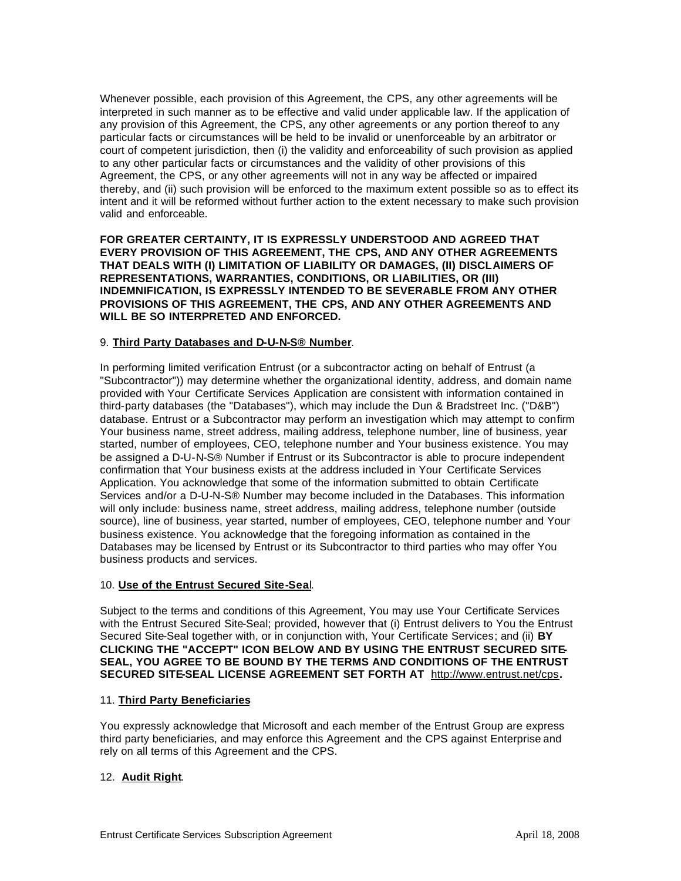Whenever possible, each provision of this Agreement, the CPS, any other agreements will be interpreted in such manner as to be effective and valid under applicable law. If the application of any provision of this Agreement, the CPS, any other agreements or any portion thereof to any particular facts or circumstances will be held to be invalid or unenforceable by an arbitrator or court of competent jurisdiction, then (i) the validity and enforceability of such provision as applied to any other particular facts or circumstances and the validity of other provisions of this Agreement, the CPS, or any other agreements will not in any way be affected or impaired thereby, and (ii) such provision will be enforced to the maximum extent possible so as to effect its intent and it will be reformed without further action to the extent necessary to make such provision valid and enforceable.

**FOR GREATER CERTAINTY, IT IS EXPRESSLY UNDERSTOOD AND AGREED THAT EVERY PROVISION OF THIS AGREEMENT, THE CPS, AND ANY OTHER AGREEMENTS THAT DEALS WITH (I) LIMITATION OF LIABILITY OR DAMAGES, (II) DISCLAIMERS OF REPRESENTATIONS, WARRANTIES, CONDITIONS, OR LIABILITIES, OR (III) INDEMNIFICATION, IS EXPRESSLY INTENDED TO BE SEVERABLE FROM ANY OTHER PROVISIONS OF THIS AGREEMENT, THE CPS, AND ANY OTHER AGREEMENTS AND WILL BE SO INTERPRETED AND ENFORCED.**

9. **Third Party Databases and D-U-N-S® Number**.

In performing limited verification Entrust (or a subcontractor acting on behalf of Entrust (a "Subcontractor")) may determine whether the organizational identity, address, and domain name provided with Your Certificate Services Application are consistent with information contained in third-party databases (the "Databases"), which may include the Dun & Bradstreet Inc. ("D&B") database. Entrust or a Subcontractor may perform an investigation which may attempt to confirm Your business name, street address, mailing address, telephone number, line of business, year started, number of employees, CEO, telephone number and Your business existence. You may be assigned a D-U-N-S® Number if Entrust or its Subcontractor is able to procure independent confirmation that Your business exists at the address included in Your Certificate Services Application. You acknowledge that some of the information submitted to obtain Certificate Services and/or a D-U-N-S® Number may become included in the Databases. This information will only include: business name, street address, mailing address, telephone number (outside source), line of business, year started, number of employees, CEO, telephone number and Your business existence. You acknowledge that the foregoing information as contained in the Databases may be licensed by Entrust or its Subcontractor to third parties who may offer You business products and services.

10. **Use of the Entrust Secured Site-Sea**l.

Subject to the terms and conditions of this Agreement, You may use Your Certificate Services with the Entrust Secured Site-Seal; provided, however that (i) Entrust delivers to You the Entrust Secured Site-Seal together with, or in conjunction with, Your Certificate Services; and (ii) **BY CLICKING THE "ACCEPT" ICON BELOW AND BY USING THE ENTRUST SECURED SITE-SEAL, YOU AGREE TO BE BOUND BY THE TERMS AND CONDITIONS OF THE ENTRUST SECURED SITE-SEAL LICENSE AGREEMENT SET FORTH AT** http://www.entrust.net/cps**.**

11. **Third Party Beneficiaries**

You expressly acknowledge that Microsoft and each member of the Entrust Group are express third party beneficiaries, and may enforce this Agreement and the CPS against Enterprise and rely on all terms of this Agreement and the CPS.

12. **Audit Right**.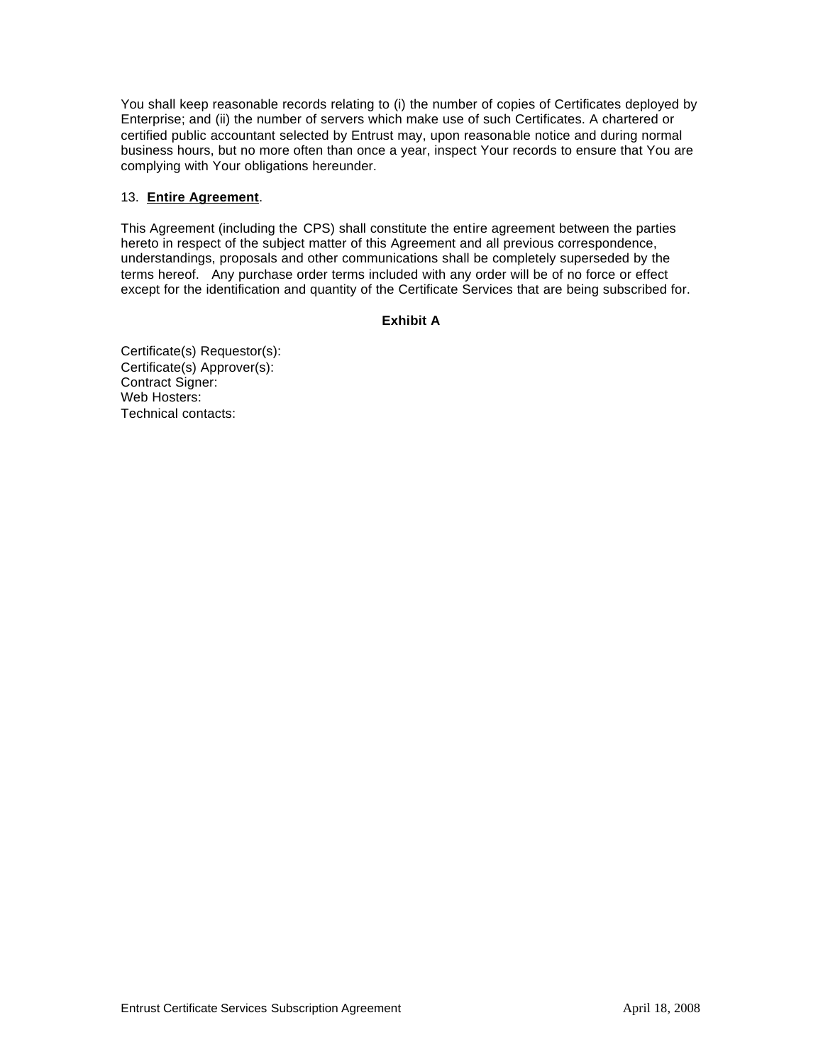You shall keep reasonable records relating to (i) the number of copies of Certificates deployed by Enterprise; and (ii) the number of servers which make use of such Certificates. A chartered or certified public accountant selected by Entrust may, upon reasonable notice and during normal business hours, but no more often than once a year, inspect Your records to ensure that You are complying with Your obligations hereunder.

13. **Entire Agreement**.

This Agreement (including the CPS) shall constitute the entire agreement between the parties hereto in respect of the subject matter of this Agreement and all previous correspondence, understandings, proposals and other communications shall be completely superseded by the terms hereof. Any purchase order terms included with any order will be of no force or effect except for the identification and quantity of the Certificate Services that are being subscribed for.

**Exhibit A**

Certificate(s) Requestor(s):
Certificate(s) Approver(s):
Contract Signer:
Web Hosters:
Technical contacts: